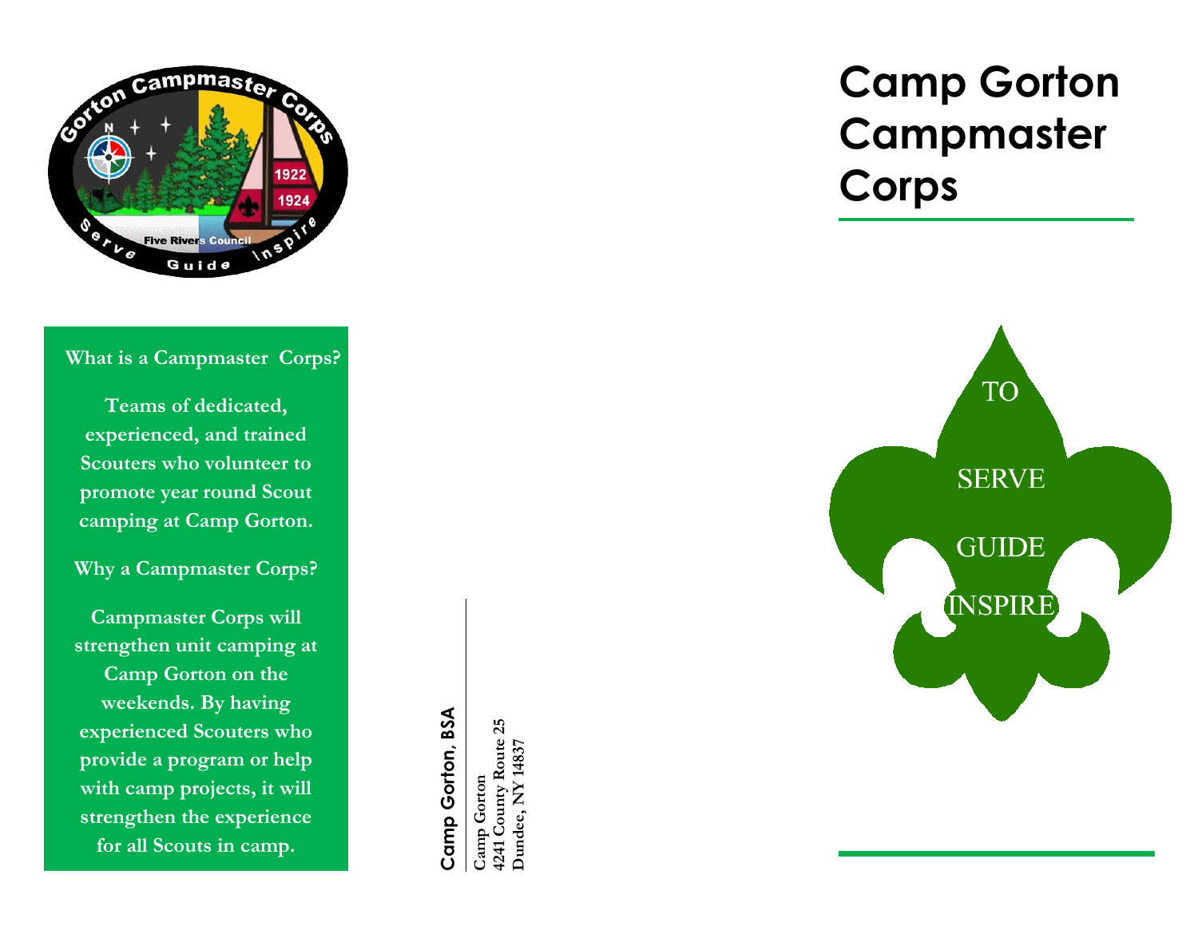# Camp Gorton Campmaster Corps

TO

SERVE

GUIDE

INSPIRE

**What is a Campmaster Corps?**

**Teams of dedicated, experienced, and trained Scouters who volunteer to promote year round Scout camping at Camp Gorton.**

**Why a Campmaster Corps?**

**Campmaster Corps will strengthen unit camping at Camp Gorton on the weekends. By having experienced Scouters who provide a program or help with camp projects, it will strengthen the experience for all Scouts in camp.**

**Camp Gorton, BSA**

**Camp Gorton**
**4241 County Route 25**
**Dundee, NY 14837**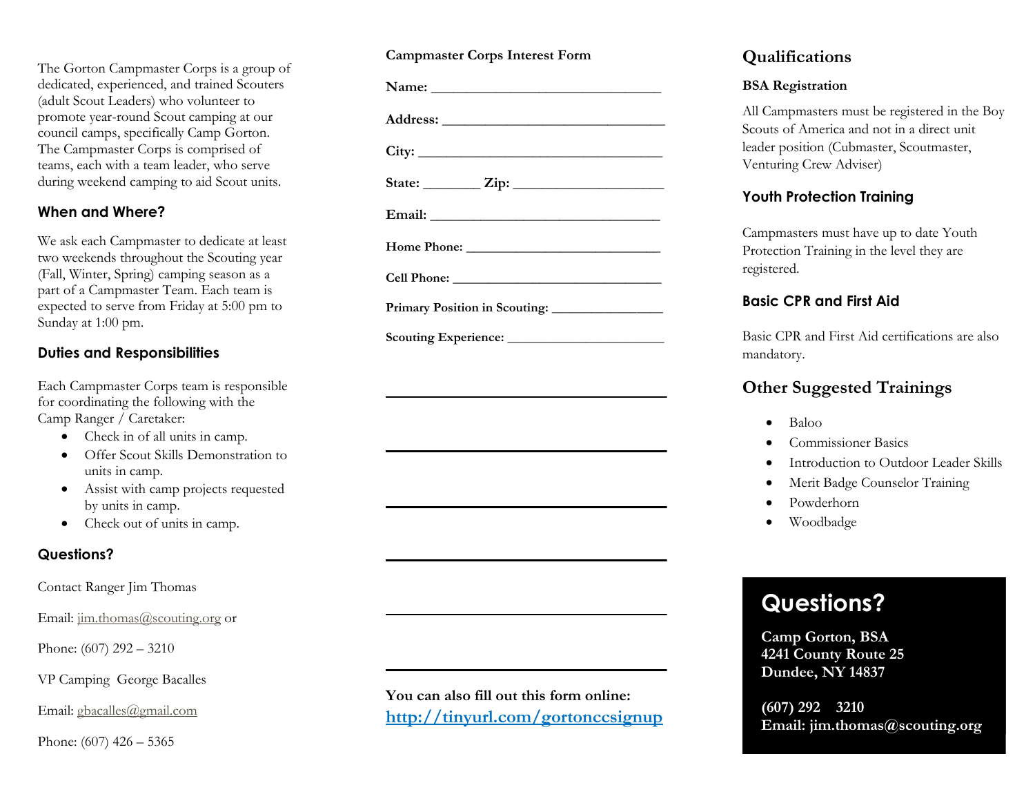The Gorton Campmaster Corps is a group of dedicated, experienced, and trained Scouters (adult Scout Leaders) who volunteer to promote year-round Scout camping at our council camps, specifically Camp Gorton. The Campmaster Corps is comprised of teams, each with a team leader, who serve during weekend camping to aid Scout units.

## When and Where?

We ask each Campmaster to dedicate at least two weekends throughout the Scouting year (Fall, Winter, Spring) camping season as a part of a Campmaster Team. Each team is expected to serve from Friday at 5:00 pm to Sunday at 1:00 pm.

## Duties and Responsibilities

Each Campmaster Corps team is responsible for coordinating the following with the Camp Ranger / Caretaker:

- Check in of all units in camp.
- Offer Scout Skills Demonstration to units in camp.
- Assist with camp projects requested by units in camp.
- Check out of units in camp.

## Questions?

Contact Ranger Jim Thomas

Email: jim.thomas@scouting.org or

Phone: (607) 292 – 3210

VP Camping George Bacalles

Email: gbacalles@gmail.com

Phone: (607) 426 – 5365

**Campmaster Corps Interest Form**

**Name:** ________________________________

**Address:** ________________________________

**City:** ________________________________

**State:** ________ **Zip:** ____________________

**Email:** ________________________________

**Home Phone:** ____________________________

**Cell Phone:** ______________________________

**Primary Position in Scouting:** _______________

**Scouting Experience:** ______________________

______________________________________

______________________________________

______________________________________

______________________________________

______________________________________

______________________________________

**You can also fill out this form online:**
**http://tinyurl.com/gortonccsignup**

# Qualifications

### BSA Registration

All Campmasters must be registered in the Boy Scouts of America and not in a direct unit leader position (Cubmaster, Scoutmaster, Venturing Crew Adviser)

### Youth Protection Training

Campmasters must have up to date Youth Protection Training in the level they are registered.

### Basic CPR and First Aid

Basic CPR and First Aid certifications are also mandatory.

## Other Suggested Trainings

- Baloo
- Commissioner Basics
- Introduction to Outdoor Leader Skills
- Merit Badge Counselor Training
- Powderhorn
- Woodbadge

## Questions?

**Camp Gorton, BSA**
**4241 County Route 25**
**Dundee, NY 14837**

**(607) 292 3210**
**Email: jim.thomas@scouting.org**